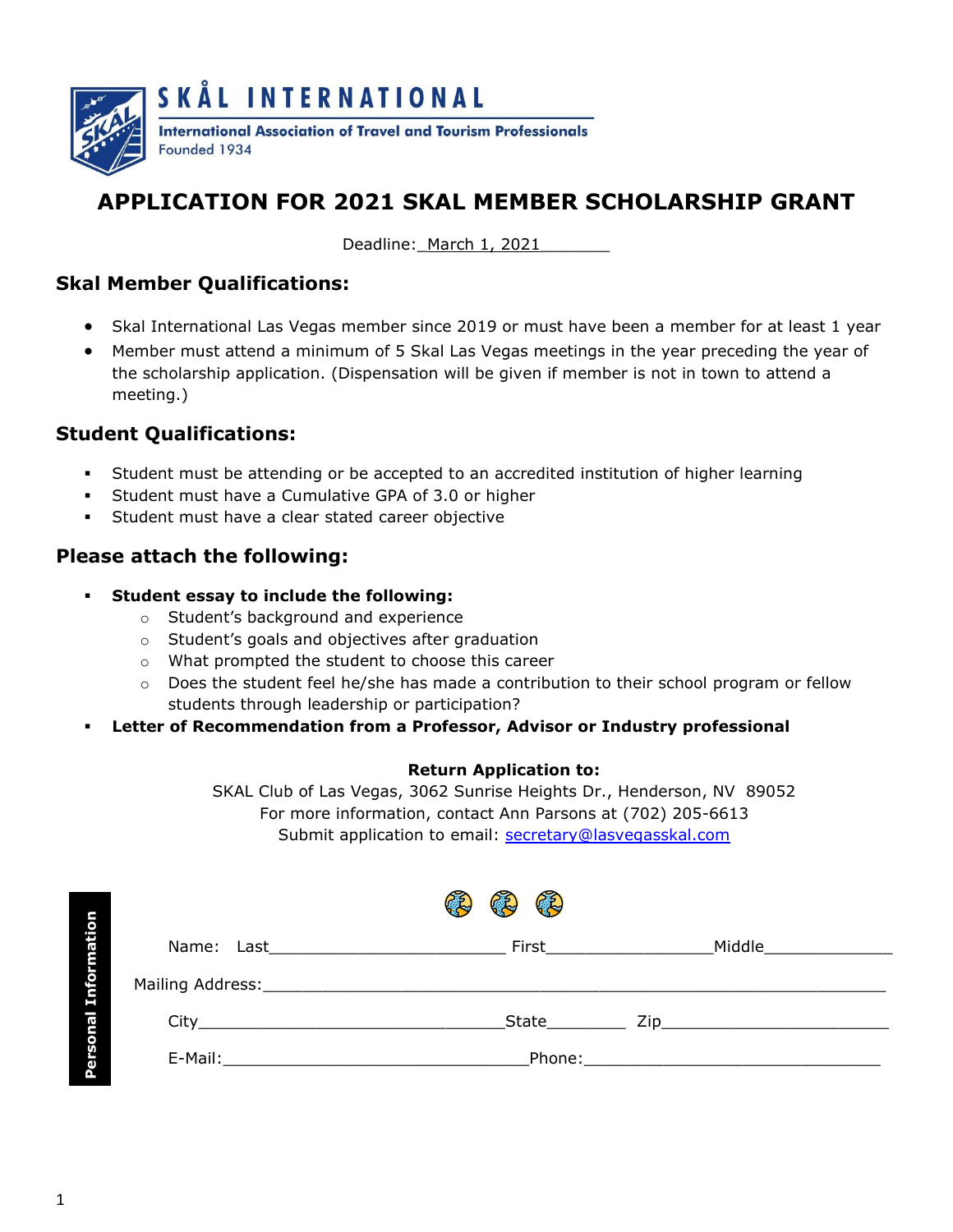SKÅL INTERNATIONAL

International Association of Travel and Tourism Professionals
Founded 1934

# APPLICATION FOR 2021 SKAL MEMBER SCHOLARSHIP GRANT

Deadline: March 1, 2021

## Skal Member Qualifications:

- Skal International Las Vegas member since 2019 or must have been a member for at least 1 year
- Member must attend a minimum of 5 Skal Las Vegas meetings in the year preceding the year of the scholarship application. (Dispensation will be given if member is not in town to attend a meeting.)

## Student Qualifications:

- Student must be attending or be accepted to an accredited institution of higher learning
- Student must have a Cumulative GPA of 3.0 or higher
- Student must have a clear stated career objective

## Please attach the following:

- **Student essay to include the following:**
  - Student's background and experience
  - Student's goals and objectives after graduation
  - What prompted the student to choose this career
  - Does the student feel he/she has made a contribution to their school program or fellow students through leadership or participation?
- **Letter of Recommendation from a Professor, Advisor or Industry professional**

**Return Application to:**
SKAL Club of Las Vegas, 3062 Sunrise Heights Dr., Henderson, NV 89052
For more information, contact Ann Parsons at (702) 205-6613
Submit application to email: secretary@lasvegasskal.com

**Personal Information**

Name: Last________________________ First_________________Middle_____________

Mailing Address:_______________________________________________________________

City________________________________State________ Zip________________________

E-Mail:________________________________Phone:______________________________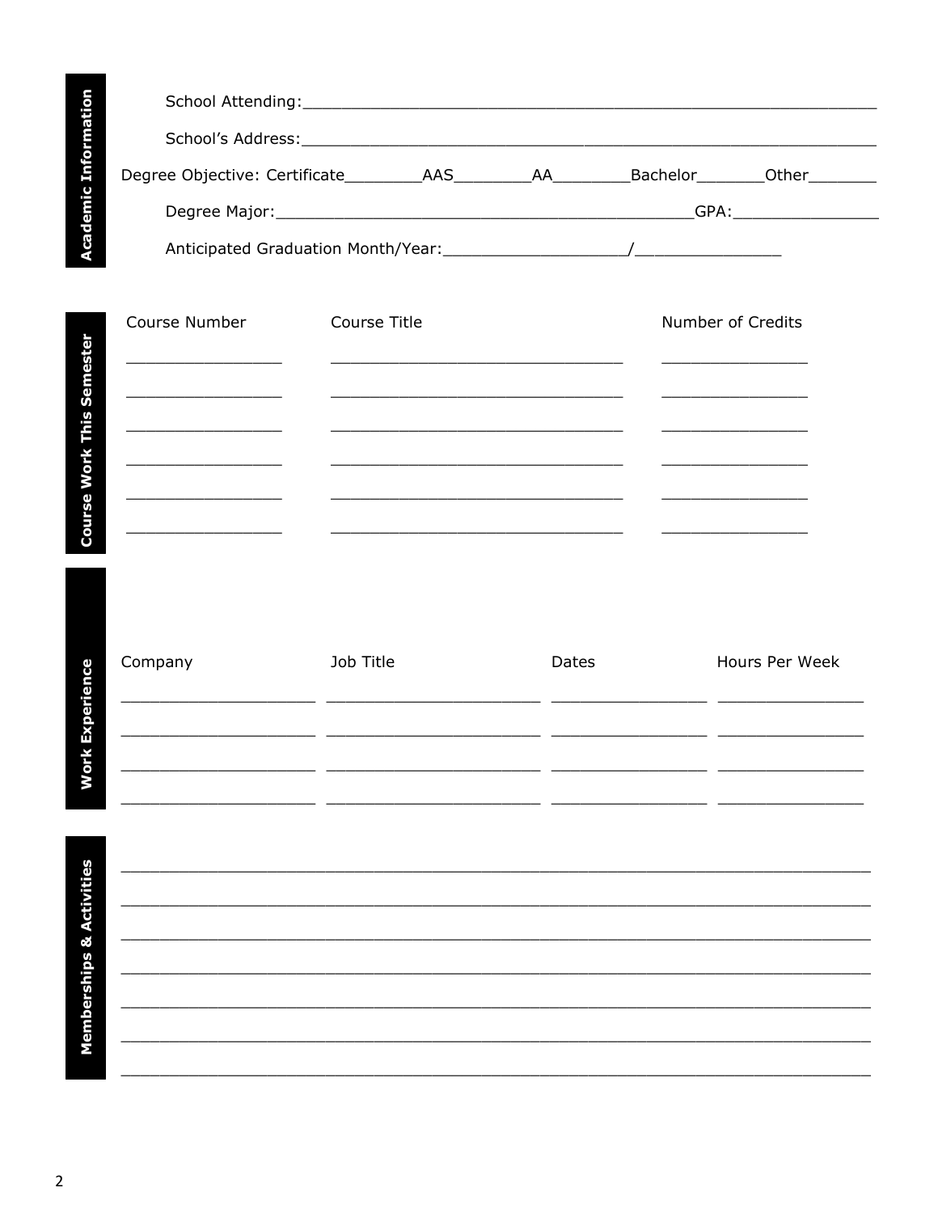## Academic Information

School Attending: ____________________________________________________________

School's Address: ____________________________________________________________

Degree Objective: Certificate________ AAS________ AA________ Bachelor_______ Other_______

Degree Major: ____________________________________________ GPA: _______________

Anticipated Graduation Month/Year: __________________ / ______________

## Course Work This Semester

| Course Number | Course Title | Number of Credits |
|---|---|---|
| | | |
| | | |
| | | |
| | | |
| | | |
| | | |

## Work Experience

| Company | Job Title | Dates | Hours Per Week |
|---|---|---|---|
| | | | |
| | | | |
| | | | |
| | | | |

## Memberships & Activities

_______________________________________________________________________________

_______________________________________________________________________________

_______________________________________________________________________________

_______________________________________________________________________________

_______________________________________________________________________________

_______________________________________________________________________________

_______________________________________________________________________________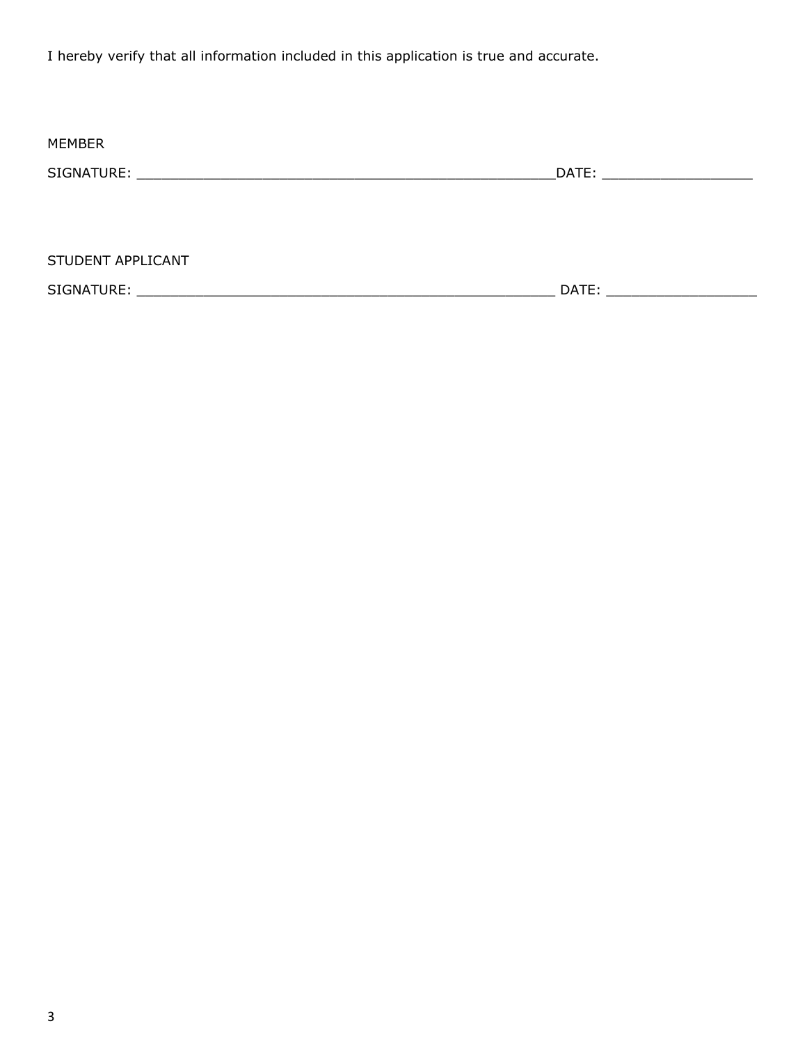I hereby verify that all information included in this application is true and accurate.

MEMBER

SIGNATURE: _____________________________________________________DATE: ___________________

STUDENT APPLICANT

SIGNATURE: _____________________________________________________ DATE: ___________________